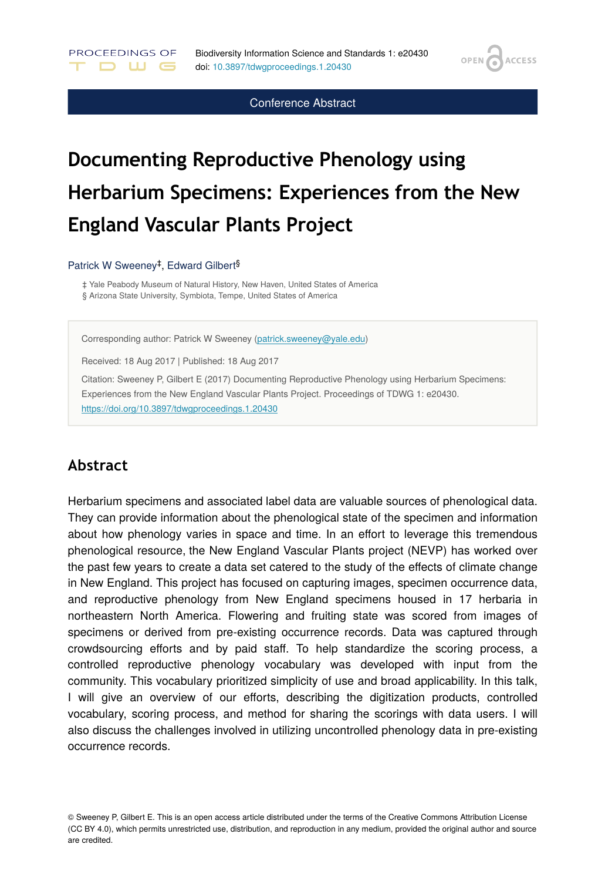Conference Abstract

# Documenting Reproductive Phenology using Herbarium Specimens: Experiences from the New England Vascular Plants Project

Patrick W Sweeney[‡], Edward Gilbert[§]

‡ Yale Peabody Museum of Natural History, New Haven, United States of America
§ Arizona State University, Symbiota, Tempe, United States of America

Corresponding author: Patrick W Sweeney (patrick.sweeney@yale.edu)

Received: 18 Aug 2017 | Published: 18 Aug 2017

Citation: Sweeney P, Gilbert E (2017) Documenting Reproductive Phenology using Herbarium Specimens: Experiences from the New England Vascular Plants Project. Proceedings of TDWG 1: e20430. https://doi.org/10.3897/tdwgproceedings.1.20430

## Abstract

Herbarium specimens and associated label data are valuable sources of phenological data. They can provide information about the phenological state of the specimen and information about how phenology varies in space and time. In an effort to leverage this tremendous phenological resource, the New England Vascular Plants project (NEVP) has worked over the past few years to create a data set catered to the study of the effects of climate change in New England. This project has focused on capturing images, specimen occurrence data, and reproductive phenology from New England specimens housed in 17 herbaria in northeastern North America. Flowering and fruiting state was scored from images of specimens or derived from pre-existing occurrence records. Data was captured through crowdsourcing efforts and by paid staff. To help standardize the scoring process, a controlled reproductive phenology vocabulary was developed with input from the community. This vocabulary prioritized simplicity of use and broad applicability. In this talk, I will give an overview of our efforts, describing the digitization products, controlled vocabulary, scoring process, and method for sharing the scorings with data users. I will also discuss the challenges involved in utilizing uncontrolled phenology data in pre-existing occurrence records.

© Sweeney P, Gilbert E. This is an open access article distributed under the terms of the Creative Commons Attribution License (CC BY 4.0), which permits unrestricted use, distribution, and reproduction in any medium, provided the original author and source are credited.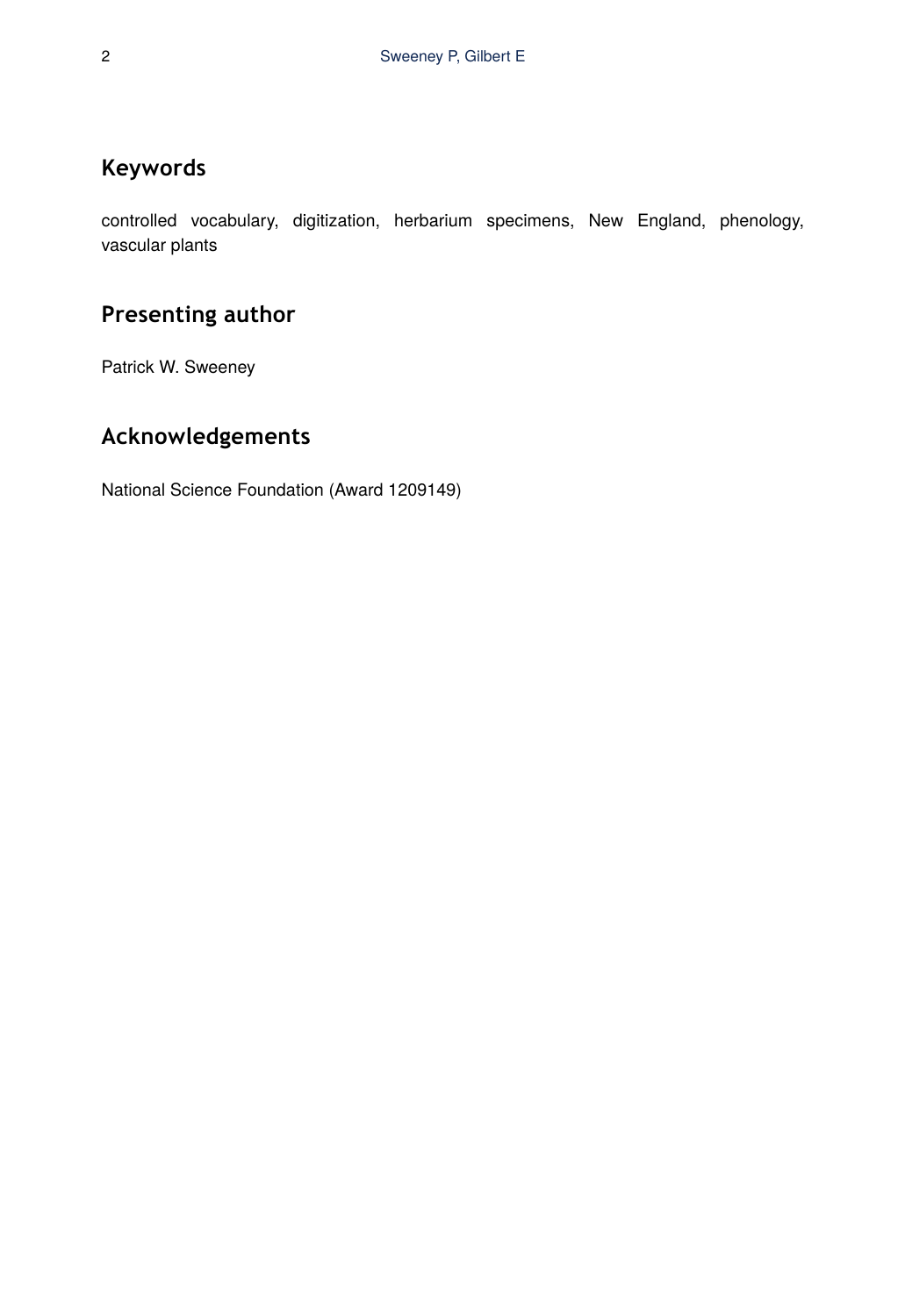## Keywords

controlled vocabulary, digitization, herbarium specimens, New England, phenology, vascular plants

## Presenting author

Patrick W. Sweeney

## Acknowledgements

National Science Foundation (Award 1209149)